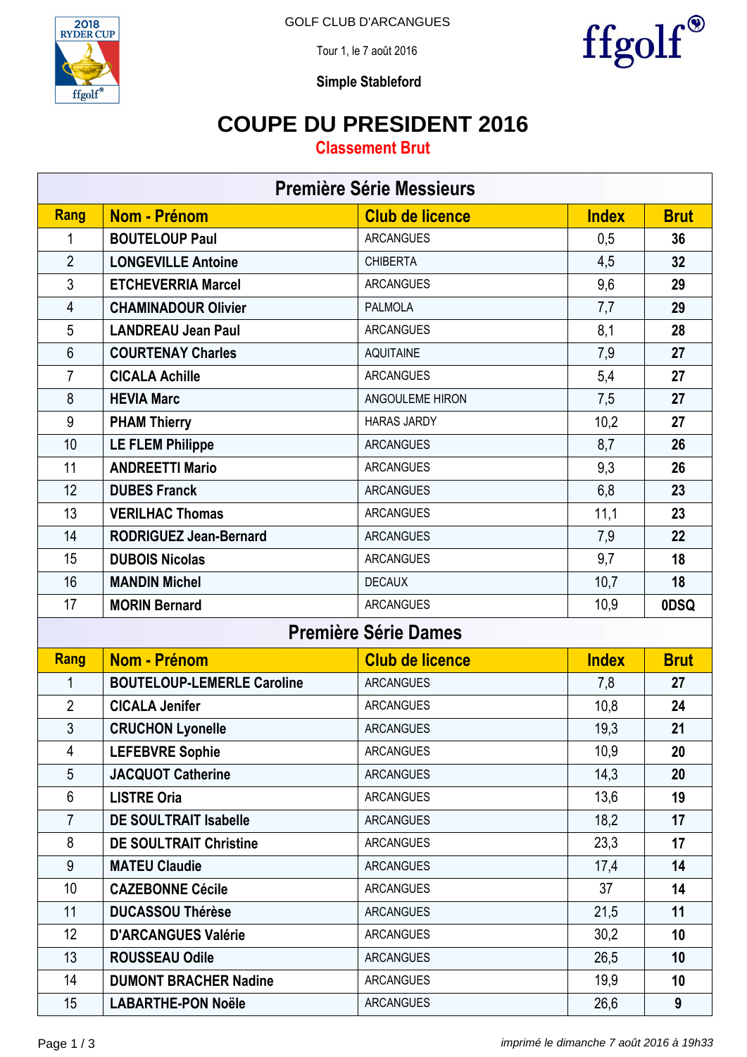GOLF CLUB D'ARCANGUES

Tour 1, le 7 août 2016

**Simple Stableford**

# COUPE DU PRESIDENT 2016

## Classement Brut

| Première Série Messieurs | | | | |
|---|---|---|---|---|
| **Rang** | **Nom - Prénom** | **Club de licence** | **Index** | **Brut** |
| 1 | **BOUTELOUP Paul** | ARCANGUES | 0,5 | **36** |
| 2 | **LONGEVILLE Antoine** | CHIBERTA | 4,5 | **32** |
| 3 | **ETCHEVERRIA Marcel** | ARCANGUES | 9,6 | **29** |
| 4 | **CHAMINADOUR Olivier** | PALMOLA | 7,7 | **29** |
| 5 | **LANDREAU Jean Paul** | ARCANGUES | 8,1 | **28** |
| 6 | **COURTENAY Charles** | AQUITAINE | 7,9 | **27** |
| 7 | **CICALA Achille** | ARCANGUES | 5,4 | **27** |
| 8 | **HEVIA Marc** | ANGOULEME HIRON | 7,5 | **27** |
| 9 | **PHAM Thierry** | HARAS JARDY | 10,2 | **27** |
| 10 | **LE FLEM Philippe** | ARCANGUES | 8,7 | **26** |
| 11 | **ANDREETTI Mario** | ARCANGUES | 9,3 | **26** |
| 12 | **DUBES Franck** | ARCANGUES | 6,8 | **23** |
| 13 | **VERILHAC Thomas** | ARCANGUES | 11,1 | **23** |
| 14 | **RODRIGUEZ Jean-Bernard** | ARCANGUES | 7,9 | **22** |
| 15 | **DUBOIS Nicolas** | ARCANGUES | 9,7 | **18** |
| 16 | **MANDIN Michel** | DECAUX | 10,7 | **18** |
| 17 | **MORIN Bernard** | ARCANGUES | 10,9 | **0DSQ** |

| Première Série Dames | | | | |
|---|---|---|---|---|
| **Rang** | **Nom - Prénom** | **Club de licence** | **Index** | **Brut** |
| 1 | **BOUTELOUP-LEMERLE Caroline** | ARCANGUES | 7,8 | **27** |
| 2 | **CICALA Jenifer** | ARCANGUES | 10,8 | **24** |
| 3 | **CRUCHON Lyonelle** | ARCANGUES | 19,3 | **21** |
| 4 | **LEFEBVRE Sophie** | ARCANGUES | 10,9 | **20** |
| 5 | **JACQUOT Catherine** | ARCANGUES | 14,3 | **20** |
| 6 | **LISTRE Oria** | ARCANGUES | 13,6 | **19** |
| 7 | **DE SOULTRAIT Isabelle** | ARCANGUES | 18,2 | **17** |
| 8 | **DE SOULTRAIT Christine** | ARCANGUES | 23,3 | **17** |
| 9 | **MATEU Claudie** | ARCANGUES | 17,4 | **14** |
| 10 | **CAZEBONNE Cécile** | ARCANGUES | 37 | **14** |
| 11 | **DUCASSOU Thérèse** | ARCANGUES | 21,5 | **11** |
| 12 | **D'ARCANGUES Valérie** | ARCANGUES | 30,2 | **10** |
| 13 | **ROUSSEAU Odile** | ARCANGUES | 26,5 | **10** |
| 14 | **DUMONT BRACHER Nadine** | ARCANGUES | 19,9 | **10** |
| 15 | **LABARTHE-PON Noële** | ARCANGUES | 26,6 | **9** |

*imprimé le dimanche 7 août 2016 à 19h33*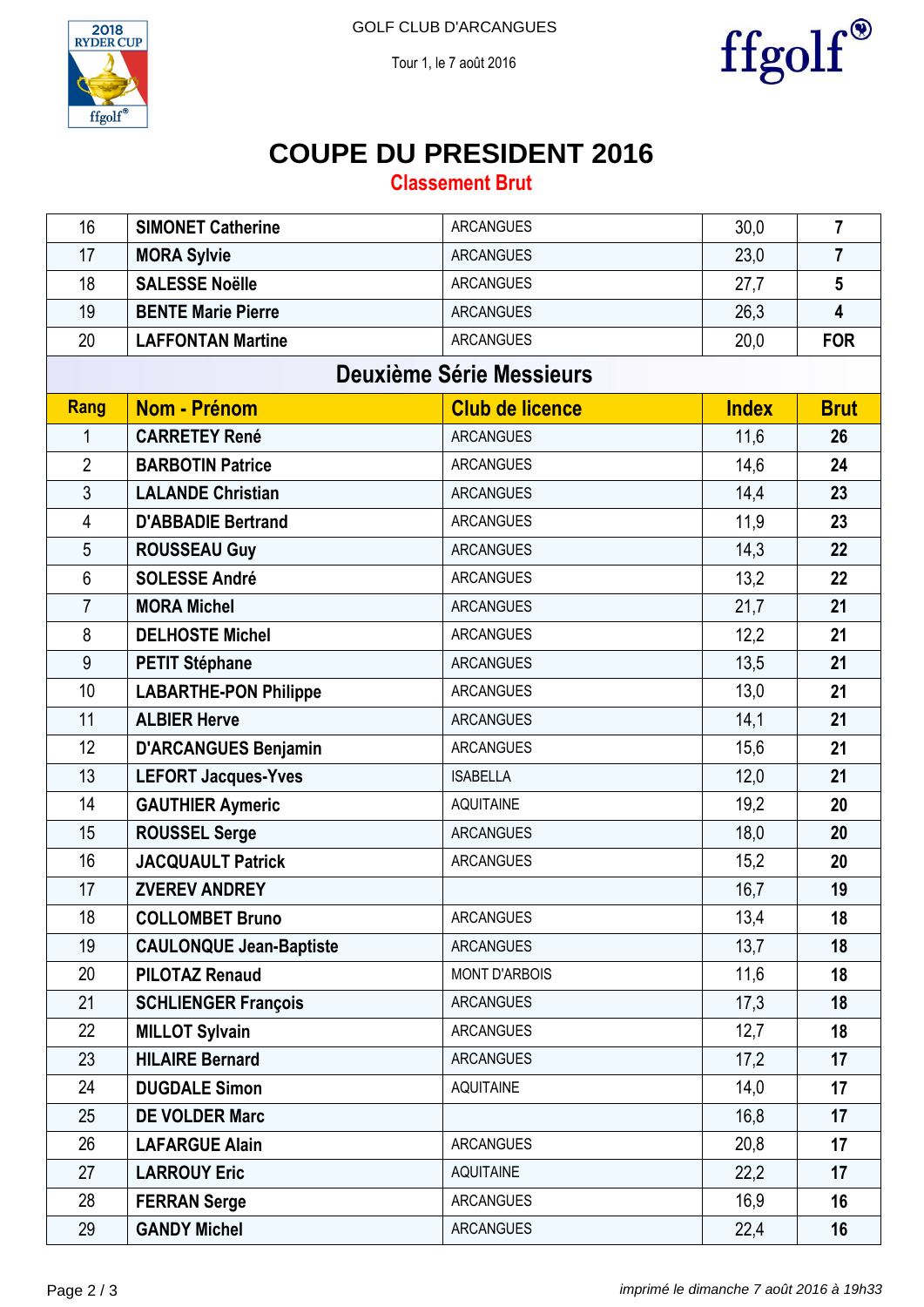GOLF CLUB D'ARCANGUES

Tour 1, le 7 août 2016

# COUPE DU PRESIDENT 2016

## Classement Brut

| Rang | Nom - Prénom | Club de licence | Index | Brut |
|---|---|---|---|---|
| 16 | SIMONET Catherine | ARCANGUES | 30,0 | 7 |
| 17 | MORA Sylvie | ARCANGUES | 23,0 | 7 |
| 18 | SALESSE Noëlle | ARCANGUES | 27,7 | 5 |
| 19 | BENTE Marie Pierre | ARCANGUES | 26,3 | 4 |
| 20 | LAFFONTAN Martine | ARCANGUES | 20,0 | FOR |

### Deuxième Série Messieurs

| Rang | Nom - Prénom | Club de licence | Index | Brut |
|---|---|---|---|---|
| 1 | CARRETEY René | ARCANGUES | 11,6 | 26 |
| 2 | BARBOTIN Patrice | ARCANGUES | 14,6 | 24 |
| 3 | LALANDE Christian | ARCANGUES | 14,4 | 23 |
| 4 | D'ABBADIE Bertrand | ARCANGUES | 11,9 | 23 |
| 5 | ROUSSEAU Guy | ARCANGUES | 14,3 | 22 |
| 6 | SOLESSE André | ARCANGUES | 13,2 | 22 |
| 7 | MORA Michel | ARCANGUES | 21,7 | 21 |
| 8 | DELHOSTE Michel | ARCANGUES | 12,2 | 21 |
| 9 | PETIT Stéphane | ARCANGUES | 13,5 | 21 |
| 10 | LABARTHE-PON Philippe | ARCANGUES | 13,0 | 21 |
| 11 | ALBIER Herve | ARCANGUES | 14,1 | 21 |
| 12 | D'ARCANGUES Benjamin | ARCANGUES | 15,6 | 21 |
| 13 | LEFORT Jacques-Yves | ISABELLA | 12,0 | 21 |
| 14 | GAUTHIER Aymeric | AQUITAINE | 19,2 | 20 |
| 15 | ROUSSEL Serge | ARCANGUES | 18,0 | 20 |
| 16 | JACQUAULT Patrick | ARCANGUES | 15,2 | 20 |
| 17 | ZVEREV ANDREY | | 16,7 | 19 |
| 18 | COLLOMBET Bruno | ARCANGUES | 13,4 | 18 |
| 19 | CAULONQUE Jean-Baptiste | ARCANGUES | 13,7 | 18 |
| 20 | PILOTAZ Renaud | MONT D'ARBOIS | 11,6 | 18 |
| 21 | SCHLIENGER François | ARCANGUES | 17,3 | 18 |
| 22 | MILLOT Sylvain | ARCANGUES | 12,7 | 18 |
| 23 | HILAIRE Bernard | ARCANGUES | 17,2 | 17 |
| 24 | DUGDALE Simon | AQUITAINE | 14,0 | 17 |
| 25 | DE VOLDER Marc | | 16,8 | 17 |
| 26 | LAFARGUE Alain | ARCANGUES | 20,8 | 17 |
| 27 | LARROUY Eric | AQUITAINE | 22,2 | 17 |
| 28 | FERRAN Serge | ARCANGUES | 16,9 | 16 |
| 29 | GANDY Michel | ARCANGUES | 22,4 | 16 |

*imprimé le dimanche 7 août 2016 à 19h33*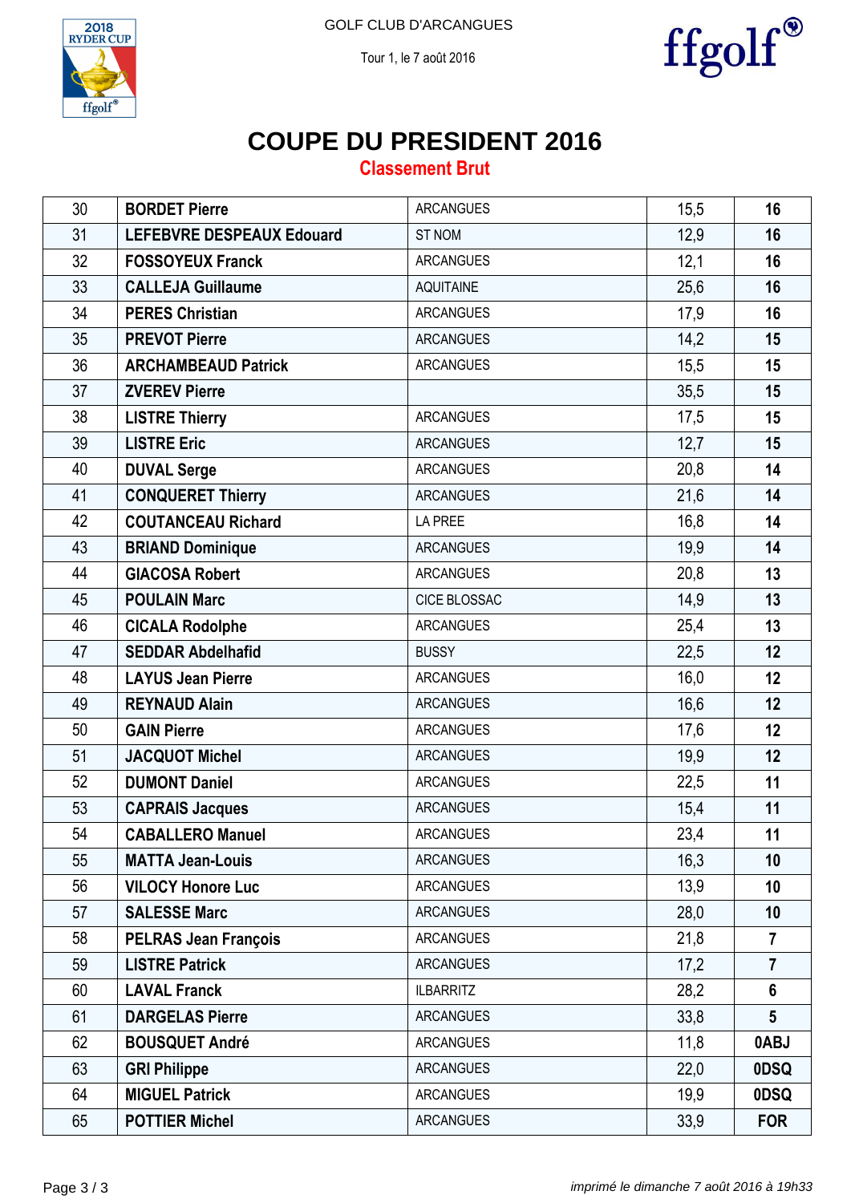GOLF CLUB D'ARCANGUES

Tour 1, le 7 août 2016

# COUPE DU PRESIDENT 2016

## Classement Brut

| | | | | |
|---|---|---|---|---|
| 30 | **BORDET Pierre** | ARCANGUES | 15,5 | **16** |
| 31 | **LEFEBVRE DESPEAUX Edouard** | ST NOM | 12,9 | **16** |
| 32 | **FOSSOYEUX Franck** | ARCANGUES | 12,1 | **16** |
| 33 | **CALLEJA Guillaume** | AQUITAINE | 25,6 | **16** |
| 34 | **PERES Christian** | ARCANGUES | 17,9 | **16** |
| 35 | **PREVOT Pierre** | ARCANGUES | 14,2 | **15** |
| 36 | **ARCHAMBEAUD Patrick** | ARCANGUES | 15,5 | **15** |
| 37 | **ZVEREV Pierre** | | 35,5 | **15** |
| 38 | **LISTRE Thierry** | ARCANGUES | 17,5 | **15** |
| 39 | **LISTRE Eric** | ARCANGUES | 12,7 | **15** |
| 40 | **DUVAL Serge** | ARCANGUES | 20,8 | **14** |
| 41 | **CONQUERET Thierry** | ARCANGUES | 21,6 | **14** |
| 42 | **COUTANCEAU Richard** | LA PREE | 16,8 | **14** |
| 43 | **BRIAND Dominique** | ARCANGUES | 19,9 | **14** |
| 44 | **GIACOSA Robert** | ARCANGUES | 20,8 | **13** |
| 45 | **POULAIN Marc** | CICE BLOSSAC | 14,9 | **13** |
| 46 | **CICALA Rodolphe** | ARCANGUES | 25,4 | **13** |
| 47 | **SEDDAR Abdelhafid** | BUSSY | 22,5 | **12** |
| 48 | **LAYUS Jean Pierre** | ARCANGUES | 16,0 | **12** |
| 49 | **REYNAUD Alain** | ARCANGUES | 16,6 | **12** |
| 50 | **GAIN Pierre** | ARCANGUES | 17,6 | **12** |
| 51 | **JACQUOT Michel** | ARCANGUES | 19,9 | **12** |
| 52 | **DUMONT Daniel** | ARCANGUES | 22,5 | **11** |
| 53 | **CAPRAIS Jacques** | ARCANGUES | 15,4 | **11** |
| 54 | **CABALLERO Manuel** | ARCANGUES | 23,4 | **11** |
| 55 | **MATTA Jean-Louis** | ARCANGUES | 16,3 | **10** |
| 56 | **VILOCY Honore Luc** | ARCANGUES | 13,9 | **10** |
| 57 | **SALESSE Marc** | ARCANGUES | 28,0 | **10** |
| 58 | **PELRAS Jean François** | ARCANGUES | 21,8 | **7** |
| 59 | **LISTRE Patrick** | ARCANGUES | 17,2 | **7** |
| 60 | **LAVAL Franck** | ILBARRITZ | 28,2 | **6** |
| 61 | **DARGELAS Pierre** | ARCANGUES | 33,8 | **5** |
| 62 | **BOUSQUET André** | ARCANGUES | 11,8 | **0ABJ** |
| 63 | **GRI Philippe** | ARCANGUES | 22,0 | **0DSQ** |
| 64 | **MIGUEL Patrick** | ARCANGUES | 19,9 | **0DSQ** |
| 65 | **POTTIER Michel** | ARCANGUES | 33,9 | **FOR** |

*imprimé le dimanche 7 août 2016 à 19h33*